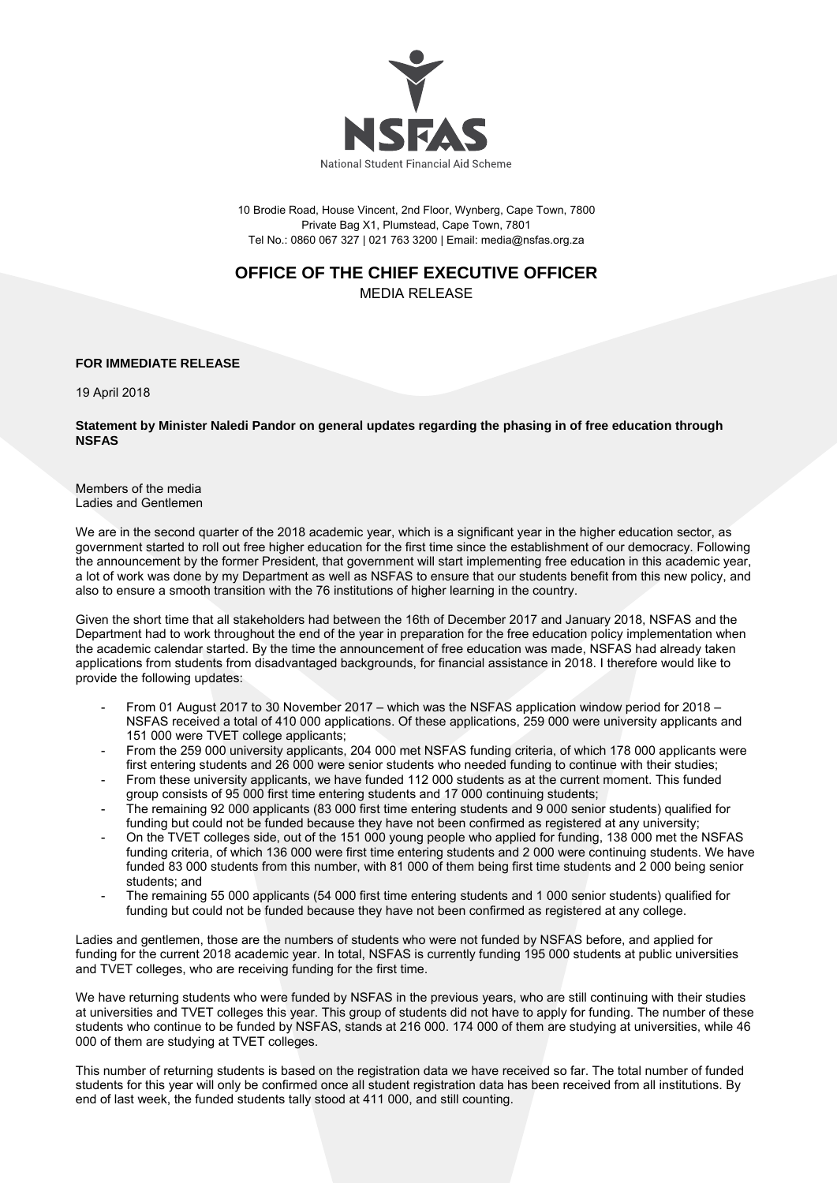NSFAS

National Student Financial Aid Scheme

10 Brodie Road, House Vincent, 2nd Floor, Wynberg, Cape Town, 7800
Private Bag X1, Plumstead, Cape Town, 7801
Tel No.: 0860 067 327 | 021 763 3200 | Email: media@nsfas.org.za

# OFFICE OF THE CHIEF EXECUTIVE OFFICER

MEDIA RELEASE

**FOR IMMEDIATE RELEASE**

19 April 2018

**Statement by Minister Naledi Pandor on general updates regarding the phasing in of free education through NSFAS**

Members of the media
Ladies and Gentlemen

We are in the second quarter of the 2018 academic year, which is a significant year in the higher education sector, as government started to roll out free higher education for the first time since the establishment of our democracy. Following the announcement by the former President, that government will start implementing free education in this academic year, a lot of work was done by my Department as well as NSFAS to ensure that our students benefit from this new policy, and also to ensure a smooth transition with the 76 institutions of higher learning in the country.

Given the short time that all stakeholders had between the 16th of December 2017 and January 2018, NSFAS and the Department had to work throughout the end of the year in preparation for the free education policy implementation when the academic calendar started. By the time the announcement of free education was made, NSFAS had already taken applications from students from disadvantaged backgrounds, for financial assistance in 2018. I therefore would like to provide the following updates:

- From 01 August 2017 to 30 November 2017 – which was the NSFAS application window period for 2018 – NSFAS received a total of 410 000 applications. Of these applications, 259 000 were university applicants and 151 000 were TVET college applicants;
- From the 259 000 university applicants, 204 000 met NSFAS funding criteria, of which 178 000 applicants were first entering students and 26 000 were senior students who needed funding to continue with their studies;
- From these university applicants, we have funded 112 000 students as at the current moment. This funded group consists of 95 000 first time entering students and 17 000 continuing students;
- The remaining 92 000 applicants (83 000 first time entering students and 9 000 senior students) qualified for funding but could not be funded because they have not been confirmed as registered at any university;
- On the TVET colleges side, out of the 151 000 young people who applied for funding, 138 000 met the NSFAS funding criteria, of which 136 000 were first time entering students and 2 000 were continuing students. We have funded 83 000 students from this number, with 81 000 of them being first time students and 2 000 being senior students; and
- The remaining 55 000 applicants (54 000 first time entering students and 1 000 senior students) qualified for funding but could not be funded because they have not been confirmed as registered at any college.

Ladies and gentlemen, those are the numbers of students who were not funded by NSFAS before, and applied for funding for the current 2018 academic year. In total, NSFAS is currently funding 195 000 students at public universities and TVET colleges, who are receiving funding for the first time.

We have returning students who were funded by NSFAS in the previous years, who are still continuing with their studies at universities and TVET colleges this year. This group of students did not have to apply for funding. The number of these students who continue to be funded by NSFAS, stands at 216 000. 174 000 of them are studying at universities, while 46 000 of them are studying at TVET colleges.

This number of returning students is based on the registration data we have received so far. The total number of funded students for this year will only be confirmed once all student registration data has been received from all institutions. By end of last week, the funded students tally stood at 411 000, and still counting.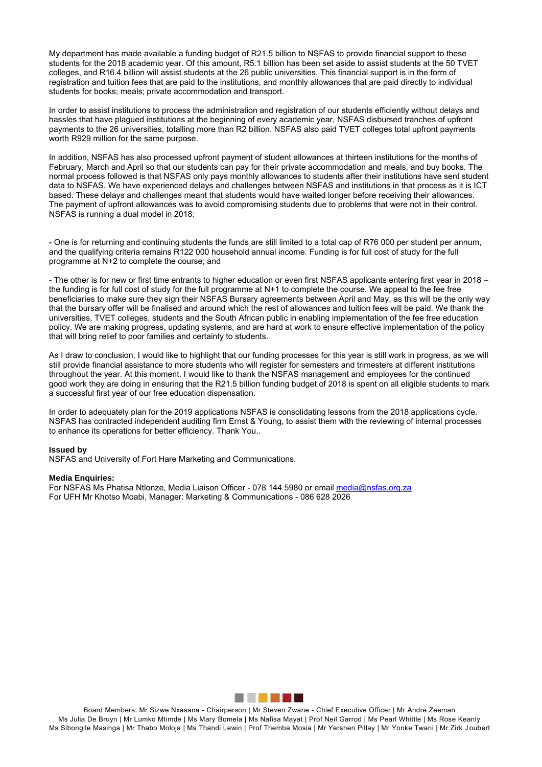My department has made available a funding budget of R21.5 billion to NSFAS to provide financial support to these students for the 2018 academic year. Of this amount, R5.1 billion has been set aside to assist students at the 50 TVET colleges, and R16.4 billion will assist students at the 26 public universities. This financial support is in the form of registration and tuition fees that are paid to the institutions, and monthly allowances that are paid directly to individual students for books; meals; private accommodation and transport.

In order to assist institutions to process the administration and registration of our students efficiently without delays and hassles that have plagued institutions at the beginning of every academic year, NSFAS disbursed tranches of upfront payments to the 26 universities, totalling more than R2 billion. NSFAS also paid TVET colleges total upfront payments worth R929 million for the same purpose.

In addition, NSFAS has also processed upfront payment of student allowances at thirteen institutions for the months of February, March and April so that our students can pay for their private accommodation and meals, and buy books. The normal process followed is that NSFAS only pays monthly allowances to students after their institutions have sent student data to NSFAS. We have experienced delays and challenges between NSFAS and institutions in that process as it is ICT based. These delays and challenges meant that students would have waited longer before receiving their allowances. The payment of upfront allowances was to avoid compromising students due to problems that were not in their control. NSFAS is running a dual model in 2018:

- One is for returning and continuing students the funds are still limited to a total cap of R76 000 per student per annum, and the qualifying criteria remains R122 000 household annual income. Funding is for full cost of study for the full programme at N+2 to complete the course; and

- The other is for new or first time entrants to higher education or even first NSFAS applicants entering first year in 2018 – the funding is for full cost of study for the full programme at N+1 to complete the course. We appeal to the fee free beneficiaries to make sure they sign their NSFAS Bursary agreements between April and May, as this will be the only way that the bursary offer will be finalised and around which the rest of allowances and tuition fees will be paid. We thank the universities, TVET colleges, students and the South African public in enabling implementation of the fee free education policy. We are making progress, updating systems, and are hard at work to ensure effective implementation of the policy that will bring relief to poor families and certainty to students.

As I draw to conclusion, I would like to highlight that our funding processes for this year is still work in progress, as we will still provide financial assistance to more students who will register for semesters and trimesters at different institutions throughout the year. At this moment, I would like to thank the NSFAS management and employees for the continued good work they are doing in ensuring that the R21.5 billion funding budget of 2018 is spent on all eligible students to mark a successful first year of our free education dispensation.

In order to adequately plan for the 2019 applications NSFAS is consolidating lessons from the 2018 applications cycle. NSFAS has contracted independent auditing firm Ernst & Young, to assist them with the reviewing of internal processes to enhance its operations for better efficiency. Thank You..

**Issued by**
NSFAS and University of Fort Hare Marketing and Communications.

**Media Enquiries:**
For NSFAS Ms Phatisa Ntlonze, Media Liaison Officer - 078 144 5980 or email media@nsfas.org.za
For UFH Mr Khotso Moabi, Manager: Marketing & Communications - 086 628 2026

Board Members: Mr Sizwe Nxasana - Chairperson | Mr Steven Zwane - Chief Executive Officer | Mr Andre Zeeman
Ms Julia De Bruyn | Mr Lumko Mtimde | Ms Mary Bomela | Ms Nafisa Mayat | Prof Neil Garrod | Ms Pearl Whittle | Ms Rose Keanly
Ms Sibongile Masinga | Mr Thabo Moloja | Ms Thandi Lewin | Prof Themba Mosia | Mr Yershen Pillay | Mr Yonke Twani | Mr Zirk Joubert